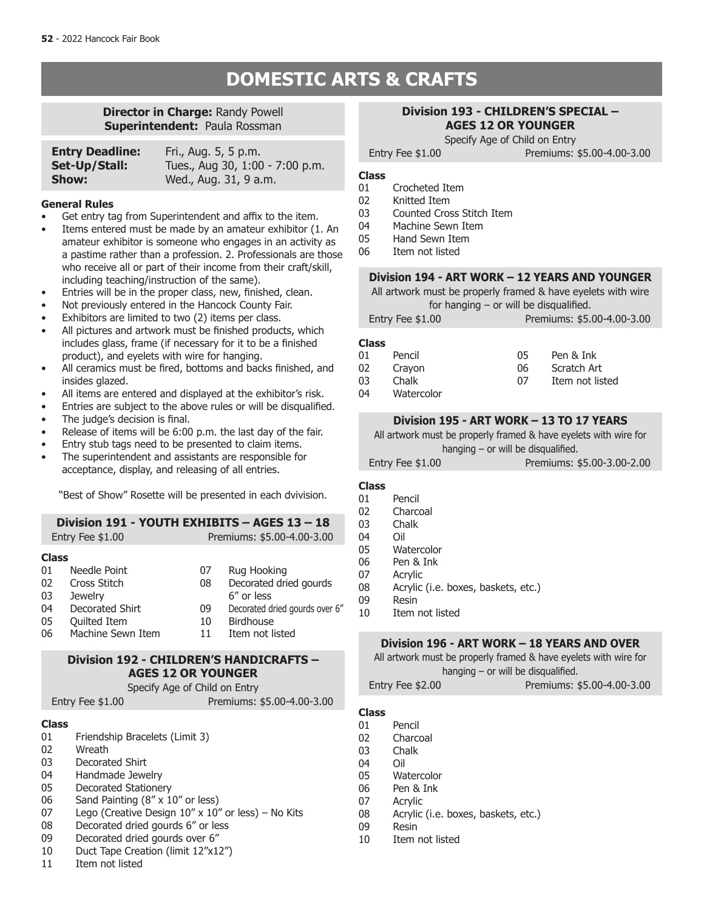# DOMESTIC ARTS & CRAFTS

**Director in Charge:** Randy Powell
**Superintendent:** Paula Rossman

| | |
|---|---|
| **Entry Deadline:** | Fri., Aug. 5, 5 p.m. |
| **Set-Up/Stall:** | Tues., Aug 30, 1:00 - 7:00 p.m. |
| **Show:** | Wed., Aug. 31, 9 a.m. |

**General Rules**

- Get entry tag from Superintendent and affix to the item.
- Items entered must be made by an amateur exhibitor (1. An amateur exhibitor is someone who engages in an activity as a pastime rather than a profession. 2. Professionals are those who receive all or part of their income from their craft/skill, including teaching/instruction of the same).
- Entries will be in the proper class, new, finished, clean.
- Not previously entered in the Hancock County Fair.
- Exhibitors are limited to two (2) items per class.
- All pictures and artwork must be finished products, which includes glass, frame (if necessary for it to be a finished product), and eyelets with wire for hanging.
- All ceramics must be fired, bottoms and backs finished, and insides glazed.
- All items are entered and displayed at the exhibitor's risk.
- Entries are subject to the above rules or will be disqualified.
- The judge's decision is final.
- Release of items will be 6:00 p.m. the last day of the fair.
- Entry stub tags need to be presented to claim items.
- The superintendent and assistants are responsible for acceptance, display, and releasing of all entries.

"Best of Show" Rosette will be presented in each dvivision.

## Division 191 - YOUTH EXHIBITS – AGES 13 – 18

Entry Fee $1.00 Premiums: $5.00-4.00-3.00

**Class**

01 Needle Point
02 Cross Stitch
03 Jewelry
04 Decorated Shirt
05 Quilted Item
06 Machine Sewn Item
07 Rug Hooking
08 Decorated dried gourds 6″ or less
09 Decorated dried gourds over 6″
10 Birdhouse
11 Item not listed

## Division 192 - CHILDREN'S HANDICRAFTS – AGES 12 OR YOUNGER

Specify Age of Child on Entry

Entry Fee $1.00 Premiums: $5.00-4.00-3.00

**Class**

01 Friendship Bracelets (Limit 3)
02 Wreath
03 Decorated Shirt
04 Handmade Jewelry
05 Decorated Stationery
06 Sand Painting (8″ x 10″ or less)
07 Lego (Creative Design 10″ x 10″ or less) – No Kits
08 Decorated dried gourds 6″ or less
09 Decorated dried gourds over 6″
10 Duct Tape Creation (limit 12″x12″)
11 Item not listed

## Division 193 - CHILDREN'S SPECIAL – AGES 12 OR YOUNGER

Specify Age of Child on Entry

Entry Fee $1.00 Premiums: $5.00-4.00-3.00

**Class**

01 Crocheted Item
02 Knitted Item
03 Counted Cross Stitch Item
04 Machine Sewn Item
05 Hand Sewn Item
06 Item not listed

## Division 194 - ART WORK – 12 YEARS AND YOUNGER

All artwork must be properly framed & have eyelets with wire for hanging – or will be disqualified.

Entry Fee $1.00 Premiums: $5.00-4.00-3.00

**Class**

01 Pencil
02 Crayon
03 Chalk
04 Watercolor
05 Pen & Ink
06 Scratch Art
07 Item not listed

## Division 195 - ART WORK – 13 TO 17 YEARS

All artwork must be properly framed & have eyelets with wire for hanging – or will be disqualified.

Entry Fee $1.00 Premiums: $5.00-3.00-2.00

**Class**

01 Pencil
02 Charcoal
03 Chalk
04 Oil
05 Watercolor
06 Pen & Ink
07 Acrylic
08 Acrylic (i.e. boxes, baskets, etc.)
09 Resin
10 Item not listed

## Division 196 - ART WORK – 18 YEARS AND OVER

All artwork must be properly framed & have eyelets with wire for hanging – or will be disqualified.

Entry Fee $2.00 Premiums: $5.00-4.00-3.00

**Class**

01 Pencil
02 Charcoal
03 Chalk
04 Oil
05 Watercolor
06 Pen & Ink
07 Acrylic
08 Acrylic (i.e. boxes, baskets, etc.)
09 Resin
10 Item not listed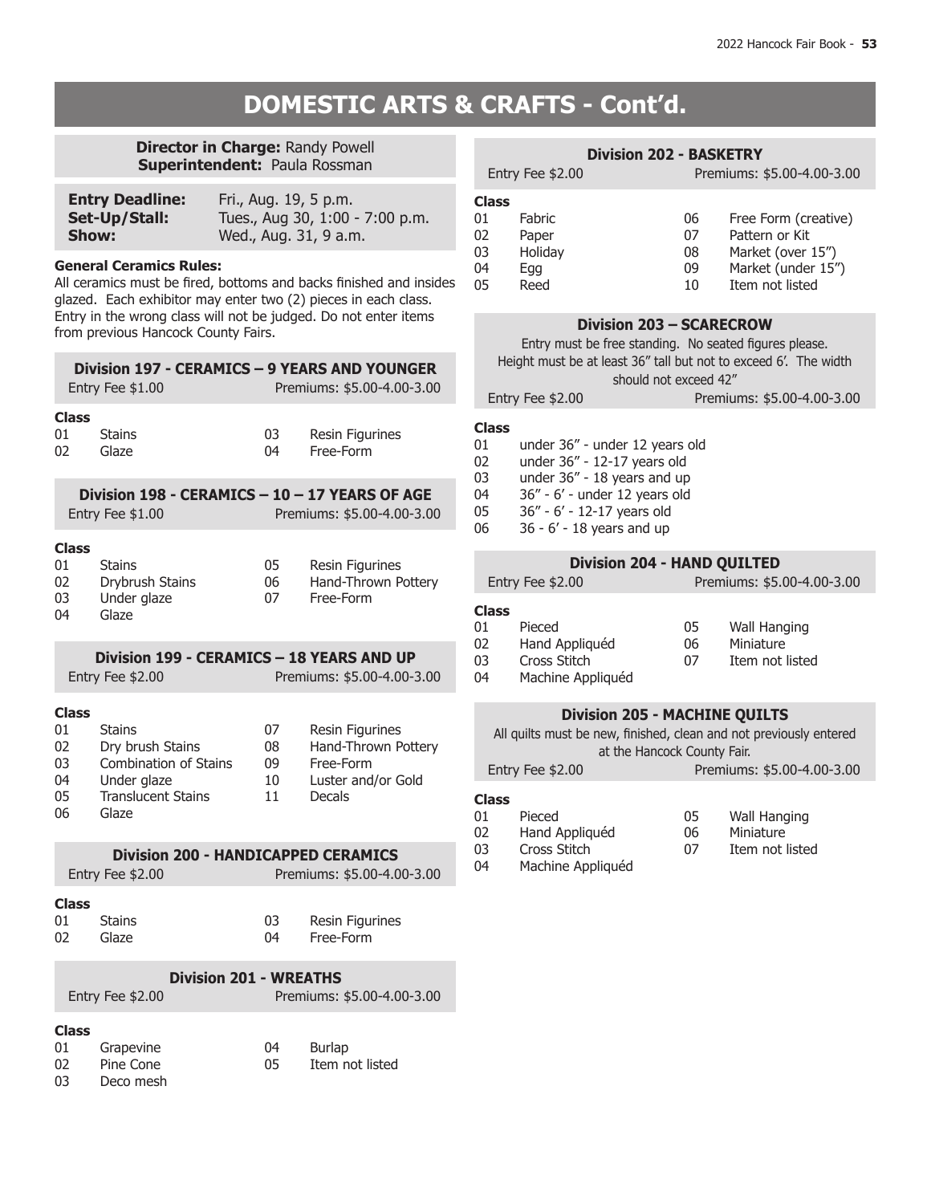# DOMESTIC ARTS & CRAFTS - Cont'd.

**Director in Charge:** Randy Powell
**Superintendent:** Paula Rossman

| | |
|---|---|
| **Entry Deadline:** | Fri., Aug. 19, 5 p.m. |
| **Set-Up/Stall:** | Tues., Aug 30, 1:00 - 7:00 p.m. |
| **Show:** | Wed., Aug. 31, 9 a.m. |

**General Ceramics Rules:**
All ceramics must be fired, bottoms and backs finished and insides glazed. Each exhibitor may enter two (2) pieces in each class. Entry in the wrong class will not be judged. Do not enter items from previous Hancock County Fairs.

## Division 197 - CERAMICS – 9 YEARS AND YOUNGER

Entry Fee $1.00 Premiums: $5.00-4.00-3.00

**Class**

| | | | |
|---|---|---|---|
| 01 | Stains | 03 | Resin Figurines |
| 02 | Glaze | 04 | Free-Form |

## Division 198 - CERAMICS – 10 – 17 YEARS OF AGE

Entry Fee $1.00 Premiums: $5.00-4.00-3.00

**Class**

| | | | |
|---|---|---|---|
| 01 | Stains | 05 | Resin Figurines |
| 02 | Drybrush Stains | 06 | Hand-Thrown Pottery |
| 03 | Under glaze | 07 | Free-Form |
| 04 | Glaze | | |

## Division 199 - CERAMICS – 18 YEARS AND UP

Entry Fee $2.00 Premiums: $5.00-4.00-3.00

**Class**

| | | | |
|---|---|---|---|
| 01 | Stains | 07 | Resin Figurines |
| 02 | Dry brush Stains | 08 | Hand-Thrown Pottery |
| 03 | Combination of Stains | 09 | Free-Form |
| 04 | Under glaze | 10 | Luster and/or Gold |
| 05 | Translucent Stains | 11 | Decals |
| 06 | Glaze | | |

## Division 200 - HANDICAPPED CERAMICS

Entry Fee $2.00 Premiums: $5.00-4.00-3.00

**Class**

| | | | |
|---|---|---|---|
| 01 | Stains | 03 | Resin Figurines |
| 02 | Glaze | 04 | Free-Form |

## Division 201 - WREATHS

Entry Fee $2.00 Premiums: $5.00-4.00-3.00

**Class**

| | | | |
|---|---|---|---|
| 01 | Grapevine | 04 | Burlap |
| 02 | Pine Cone | 05 | Item not listed |
| 03 | Deco mesh | | |

## Division 202 - BASKETRY

Entry Fee $2.00 Premiums: $5.00-4.00-3.00

**Class**

| | | | |
|---|---|---|---|
| 01 | Fabric | 06 | Free Form (creative) |
| 02 | Paper | 07 | Pattern or Kit |
| 03 | Holiday | 08 | Market (over 15") |
| 04 | Egg | 09 | Market (under 15") |
| 05 | Reed | 10 | Item not listed |

## Division 203 – SCARECROW

Entry must be free standing. No seated figures please. Height must be at least 36" tall but not to exceed 6'. The width should not exceed 42"

Entry Fee $2.00 Premiums: $5.00-4.00-3.00

**Class**

- 01 under 36" - under 12 years old
- 02 under 36" - 12-17 years old
- 03 under 36" - 18 years and up
- 04 36" - 6' - under 12 years old
- 05 36" - 6' - 12-17 years old
- 06 36 - 6' - 18 years and up

## Division 204 - HAND QUILTED

Entry Fee $2.00 Premiums: $5.00-4.00-3.00

**Class**

| | | | |
|---|---|---|---|
| 01 | Pieced | 05 | Wall Hanging |
| 02 | Hand Appliquéd | 06 | Miniature |
| 03 | Cross Stitch | 07 | Item not listed |
| 04 | Machine Appliquéd | | |

## Division 205 - MACHINE QUILTS

All quilts must be new, finished, clean and not previously entered at the Hancock County Fair.

Entry Fee $2.00 Premiums: $5.00-4.00-3.00

**Class**

| | | | |
|---|---|---|---|
| 01 | Pieced | 05 | Wall Hanging |
| 02 | Hand Appliquéd | 06 | Miniature |
| 03 | Cross Stitch | 07 | Item not listed |
| 04 | Machine Appliquéd | | |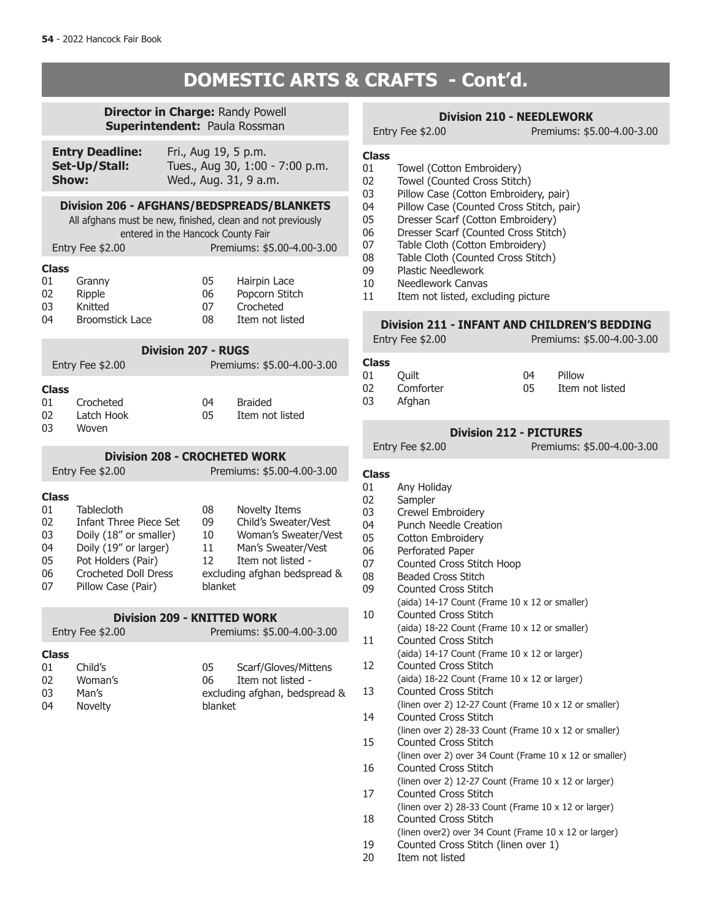# DOMESTIC ARTS & CRAFTS - Cont'd.

**Director in Charge:** Randy Powell
**Superintendent:** Paula Rossman

**Entry Deadline:** Fri., Aug 19, 5 p.m.
**Set-Up/Stall:** Tues., Aug 30, 1:00 - 7:00 p.m.
**Show:** Wed., Aug. 31, 9 a.m.

## Division 206 - AFGHANS/BEDSPREADS/BLANKETS

All afghans must be new, finished, clean and not previously entered in the Hancock County Fair

Entry Fee $2.00 — Premiums: $5.00-4.00-3.00

**Class**

01 Granny
02 Ripple
03 Knitted
04 Broomstick Lace
05 Hairpin Lace
06 Popcorn Stitch
07 Crocheted
08 Item not listed

## Division 207 - RUGS

Entry Fee $2.00 — Premiums: $5.00-4.00-3.00

**Class**

01 Crocheted
02 Latch Hook
03 Woven
04 Braided
05 Item not listed

## Division 208 - CROCHETED WORK

Entry Fee $2.00 — Premiums: $5.00-4.00-3.00

**Class**

01 Tablecloth
02 Infant Three Piece Set
03 Doily (18" or smaller)
04 Doily (19" or larger)
05 Pot Holders (Pair)
06 Crocheted Doll Dress
07 Pillow Case (Pair)
08 Novelty Items
09 Child's Sweater/Vest
10 Woman's Sweater/Vest
11 Man's Sweater/Vest
12 Item not listed - excluding afghan bedspread & blanket

## Division 209 - KNITTED WORK

Entry Fee $2.00 — Premiums: $5.00-4.00-3.00

**Class**

01 Child's
02 Woman's
03 Man's
04 Novelty
05 Scarf/Gloves/Mittens
06 Item not listed - excluding afghan, bedspread & blanket

## Division 210 - NEEDLEWORK

Entry Fee $2.00 — Premiums: $5.00-4.00-3.00

**Class**

01 Towel (Cotton Embroidery)
02 Towel (Counted Cross Stitch)
03 Pillow Case (Cotton Embroidery, pair)
04 Pillow Case (Counted Cross Stitch, pair)
05 Dresser Scarf (Cotton Embroidery)
06 Dresser Scarf (Counted Cross Stitch)
07 Table Cloth (Cotton Embroidery)
08 Table Cloth (Counted Cross Stitch)
09 Plastic Needlework
10 Needlework Canvas
11 Item not listed, excluding picture

## Division 211 - INFANT AND CHILDREN'S BEDDING

Entry Fee $2.00 — Premiums: $5.00-4.00-3.00

**Class**

01 Quilt
02 Comforter
03 Afghan
04 Pillow
05 Item not listed

## Division 212 - PICTURES

Entry Fee $2.00 — Premiums: $5.00-4.00-3.00

**Class**

01 Any Holiday
02 Sampler
03 Crewel Embroidery
04 Punch Needle Creation
05 Cotton Embroidery
06 Perforated Paper
07 Counted Cross Stitch Hoop
08 Beaded Cross Stitch
09 Counted Cross Stitch (aida) 14-17 Count (Frame 10 x 12 or smaller)
10 Counted Cross Stitch (aida) 18-22 Count (Frame 10 x 12 or smaller)
11 Counted Cross Stitch (aida) 14-17 Count (Frame 10 x 12 or larger)
12 Counted Cross Stitch (aida) 18-22 Count (Frame 10 x 12 or larger)
13 Counted Cross Stitch (linen over 2) 12-27 Count (Frame 10 x 12 or smaller)
14 Counted Cross Stitch (linen over 2) 28-33 Count (Frame 10 x 12 or smaller)
15 Counted Cross Stitch (linen over 2) over 34 Count (Frame 10 x 12 or smaller)
16 Counted Cross Stitch (linen over 2) 12-27 Count (Frame 10 x 12 or larger)
17 Counted Cross Stitch (linen over 2) 28-33 Count (Frame 10 x 12 or larger)
18 Counted Cross Stitch (linen over2) over 34 Count (Frame 10 x 12 or larger)
19 Counted Cross Stitch (linen over 1)
20 Item not listed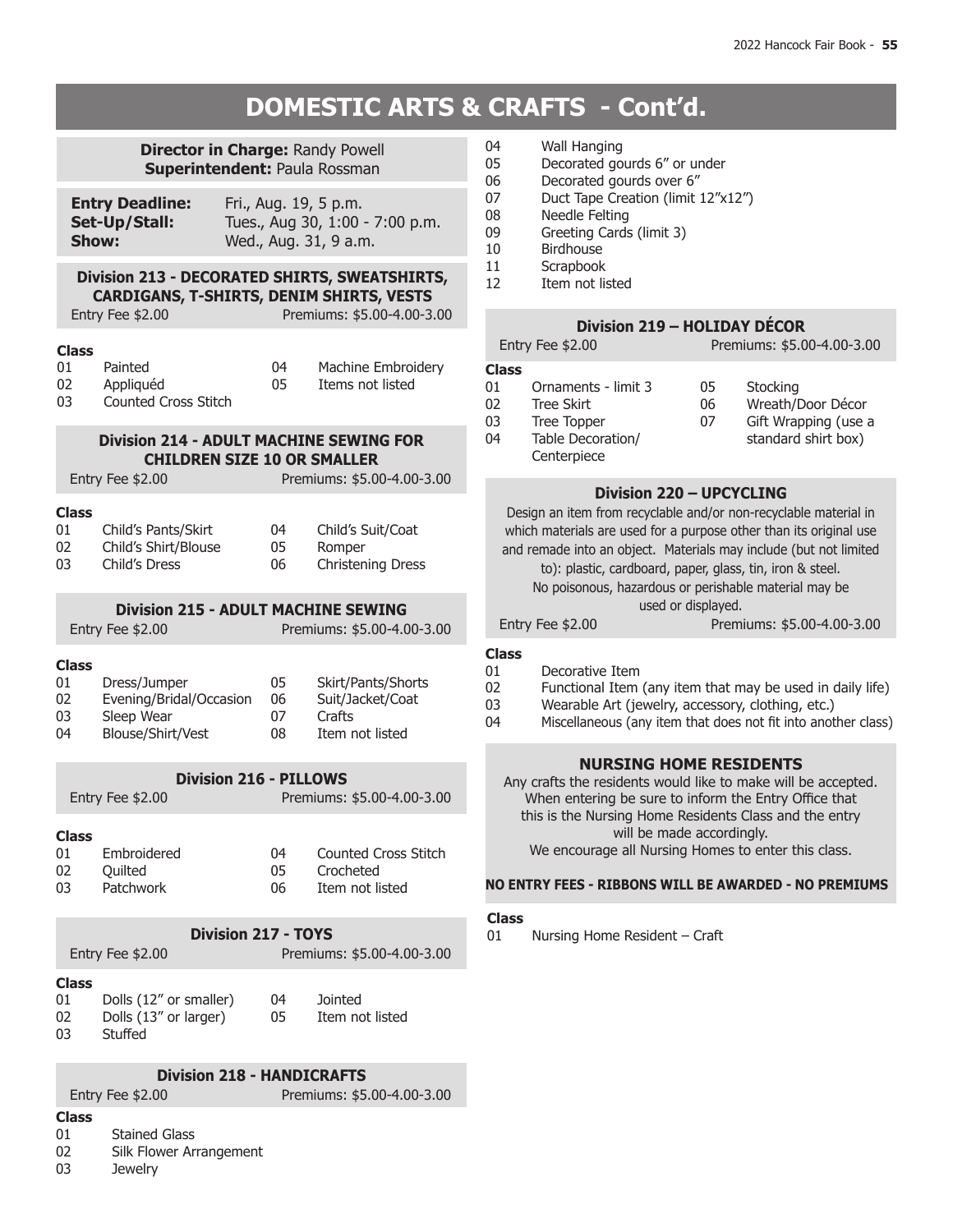# DOMESTIC ARTS & CRAFTS - Cont'd.

**Director in Charge:** Randy Powell
**Superintendent:** Paula Rossman

| | |
|---|---|
| **Entry Deadline:** | Fri., Aug. 19, 5 p.m. |
| **Set-Up/Stall:** | Tues., Aug 30, 1:00 - 7:00 p.m. |
| **Show:** | Wed., Aug. 31, 9 a.m. |

## Division 213 - DECORATED SHIRTS, SWEATSHIRTS, CARDIGANS, T-SHIRTS, DENIM SHIRTS, VESTS

Entry Fee $2.00 Premiums: $5.00-4.00-3.00

**Class**

- 01 Painted
- 02 Appliquéd
- 03 Counted Cross Stitch
- 04 Machine Embroidery
- 05 Items not listed

## Division 214 - ADULT MACHINE SEWING FOR CHILDREN SIZE 10 OR SMALLER

Entry Fee $2.00 Premiums: $5.00-4.00-3.00

**Class**

- 01 Child's Pants/Skirt
- 02 Child's Shirt/Blouse
- 03 Child's Dress
- 04 Child's Suit/Coat
- 05 Romper
- 06 Christening Dress

## Division 215 - ADULT MACHINE SEWING

Entry Fee $2.00 Premiums: $5.00-4.00-3.00

**Class**

- 01 Dress/Jumper
- 02 Evening/Bridal/Occasion
- 03 Sleep Wear
- 04 Blouse/Shirt/Vest
- 05 Skirt/Pants/Shorts
- 06 Suit/Jacket/Coat
- 07 Crafts
- 08 Item not listed

## Division 216 - PILLOWS

Entry Fee $2.00 Premiums: $5.00-4.00-3.00

**Class**

- 01 Embroidered
- 02 Quilted
- 03 Patchwork
- 04 Counted Cross Stitch
- 05 Crocheted
- 06 Item not listed

## Division 217 - TOYS

Entry Fee $2.00 Premiums: $5.00-4.00-3.00

**Class**

- 01 Dolls (12" or smaller)
- 02 Dolls (13" or larger)
- 03 Stuffed
- 04 Jointed
- 05 Item not listed

## Division 218 - HANDICRAFTS

Entry Fee $2.00 Premiums: $5.00-4.00-3.00

**Class**

- 01 Stained Glass
- 02 Silk Flower Arrangement
- 03 Jewelry
- 04 Wall Hanging
- 05 Decorated gourds 6" or under
- 06 Decorated gourds over 6"
- 07 Duct Tape Creation (limit 12"x12")
- 08 Needle Felting
- 09 Greeting Cards (limit 3)
- 10 Birdhouse
- 11 Scrapbook
- 12 Item not listed

## Division 219 – HOLIDAY DÉCOR

Entry Fee $2.00 Premiums: $5.00-4.00-3.00

**Class**

- 01 Ornaments - limit 3
- 02 Tree Skirt
- 03 Tree Topper
- 04 Table Decoration/Centerpiece
- 05 Stocking
- 06 Wreath/Door Décor
- 07 Gift Wrapping (use a standard shirt box)

## Division 220 – UPCYCLING

Design an item from recyclable and/or non-recyclable material in which materials are used for a purpose other than its original use and remade into an object. Materials may include (but not limited to): plastic, cardboard, paper, glass, tin, iron & steel. No poisonous, hazardous or perishable material may be used or displayed.

Entry Fee $2.00 Premiums: $5.00-4.00-3.00

**Class**

- 01 Decorative Item
- 02 Functional Item (any item that may be used in daily life)
- 03 Wearable Art (jewelry, accessory, clothing, etc.)
- 04 Miscellaneous (any item that does not fit into another class)

## NURSING HOME RESIDENTS

Any crafts the residents would like to make will be accepted. When entering be sure to inform the Entry Office that this is the Nursing Home Residents Class and the entry will be made accordingly. We encourage all Nursing Homes to enter this class.

**NO ENTRY FEES - RIBBONS WILL BE AWARDED - NO PREMIUMS**

**Class**

- 01 Nursing Home Resident – Craft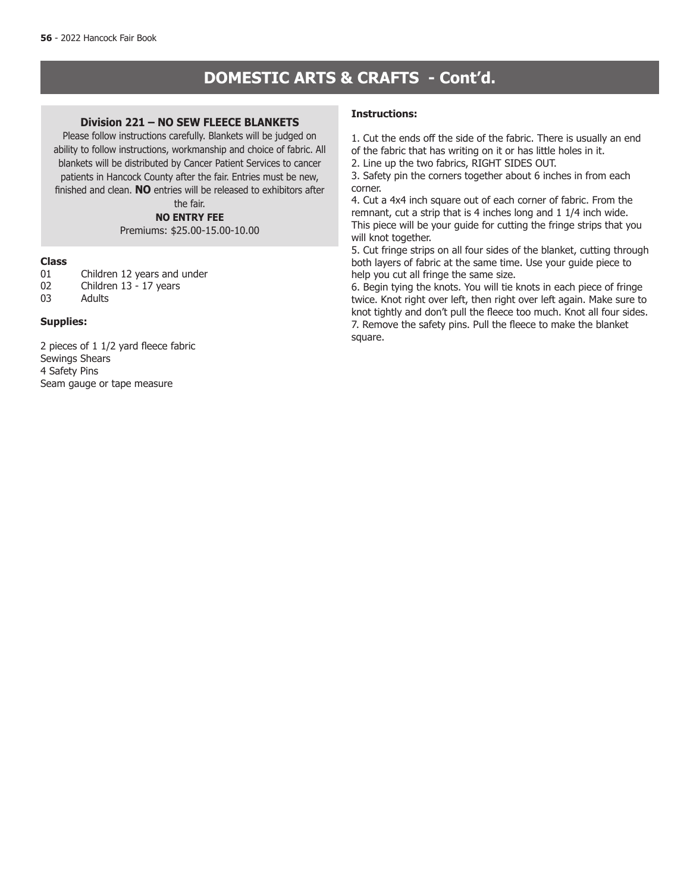# DOMESTIC ARTS & CRAFTS - Cont'd.

## Division 221 – NO SEW FLEECE BLANKETS

Please follow instructions carefully. Blankets will be judged on ability to follow instructions, workmanship and choice of fabric. All blankets will be distributed by Cancer Patient Services to cancer patients in Hancock County after the fair. Entries must be new, finished and clean. **NO** entries will be released to exhibitors after the fair.

**NO ENTRY FEE**

Premiums: $25.00-15.00-10.00

**Class**

01 Children 12 years and under
02 Children 13 - 17 years
03 Adults

**Supplies:**

2 pieces of 1 1/2 yard fleece fabric
Sewings Shears
4 Safety Pins
Seam gauge or tape measure

**Instructions:**

1. Cut the ends off the side of the fabric. There is usually an end of the fabric that has writing on it or has little holes in it.
2. Line up the two fabrics, RIGHT SIDES OUT.
3. Safety pin the corners together about 6 inches in from each corner.
4. Cut a 4x4 inch square out of each corner of fabric. From the remnant, cut a strip that is 4 inches long and 1 1/4 inch wide. This piece will be your guide for cutting the fringe strips that you will knot together.
5. Cut fringe strips on all four sides of the blanket, cutting through both layers of fabric at the same time. Use your guide piece to help you cut all fringe the same size.
6. Begin tying the knots. You will tie knots in each piece of fringe twice. Knot right over left, then right over left again. Make sure to knot tightly and don't pull the fleece too much. Knot all four sides.
7. Remove the safety pins. Pull the fleece to make the blanket square.